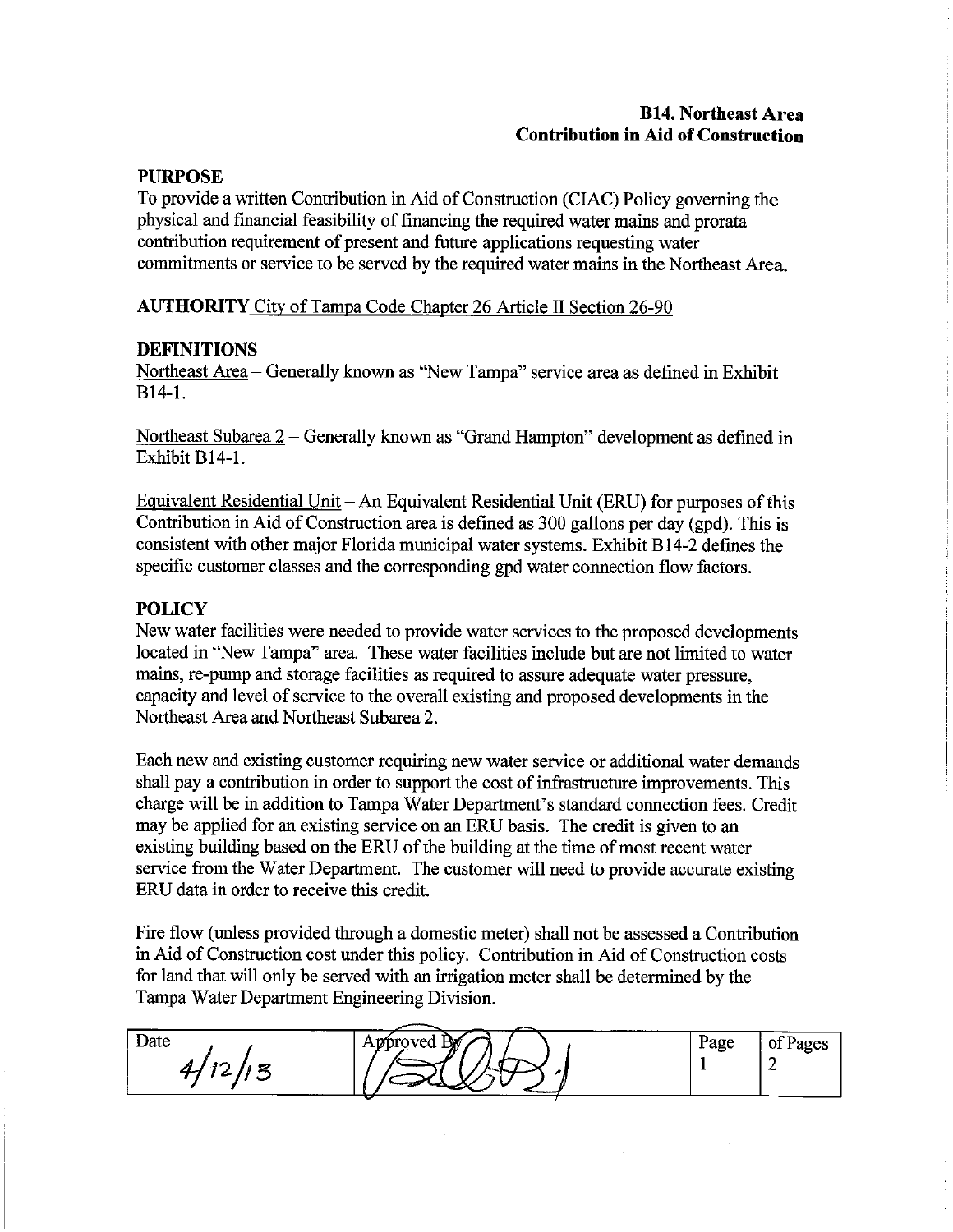**B14. Northeast Area**
**Contribution in Aid of Construction**

**PURPOSE**

To provide a written Contribution in Aid of Construction (CIAC) Policy governing the physical and financial feasibility of financing the required water mains and prorata contribution requirement of present and future applications requesting water commitments or service to be served by the required water mains in the Northeast Area.

**AUTHORITY** City of Tampa Code Chapter 26 Article II Section 26-90

**DEFINITIONS**

Northeast Area – Generally known as "New Tampa" service area as defined in Exhibit B14-1.

Northeast Subarea 2 – Generally known as "Grand Hampton" development as defined in Exhibit B14-1.

Equivalent Residential Unit – An Equivalent Residential Unit (ERU) for purposes of this Contribution in Aid of Construction area is defined as 300 gallons per day (gpd). This is consistent with other major Florida municipal water systems. Exhibit B14-2 defines the specific customer classes and the corresponding gpd water connection flow factors.

**POLICY**

New water facilities were needed to provide water services to the proposed developments located in "New Tampa" area. These water facilities include but are not limited to water mains, re-pump and storage facilities as required to assure adequate water pressure, capacity and level of service to the overall existing and proposed developments in the Northeast Area and Northeast Subarea 2.

Each new and existing customer requiring new water service or additional water demands shall pay a contribution in order to support the cost of infrastructure improvements. This charge will be in addition to Tampa Water Department's standard connection fees. Credit may be applied for an existing service on an ERU basis. The credit is given to an existing building based on the ERU of the building at the time of most recent water service from the Water Department. The customer will need to provide accurate existing ERU data in order to receive this credit.

Fire flow (unless provided through a domestic meter) shall not be assessed a Contribution in Aid of Construction cost under this policy. Contribution in Aid of Construction costs for land that will only be served with an irrigation meter shall be determined by the Tampa Water Department Engineering Division.

| Date | Approved By | Page | of Pages |
|---|---|---|---|
| 4/12/13 | | 1 | 2 |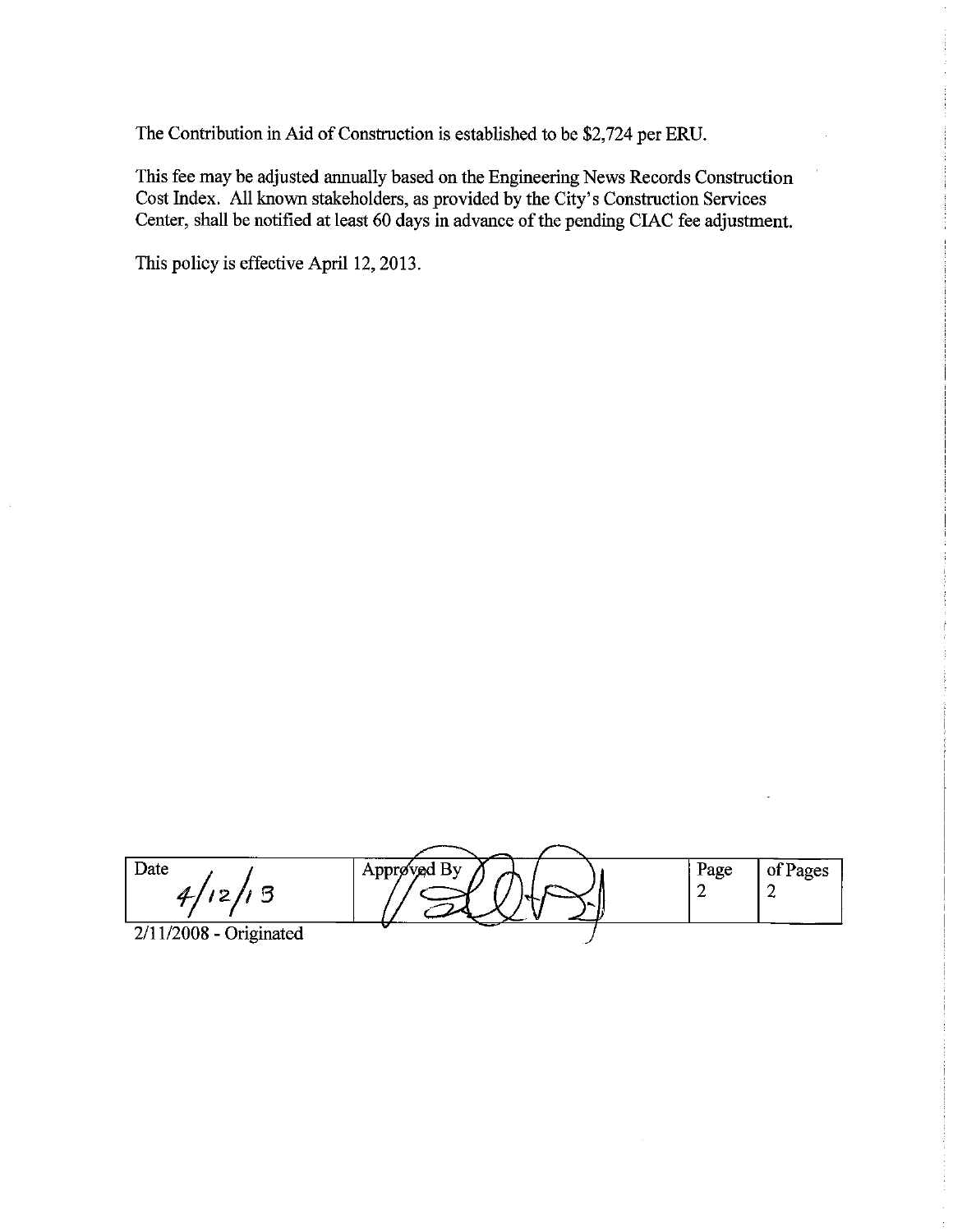The Contribution in Aid of Construction is established to be $2,724 per ERU.

This fee may be adjusted annually based on the Engineering News Records Construction Cost Index. All known stakeholders, as provided by the City's Construction Services Center, shall be notified at least 60 days in advance of the pending CIAC fee adjustment.

This policy is effective April 12, 2013.

| Date | Approved By | Page | of Pages |
| --- | --- | --- | --- |
| 4/12/13 | | 2 | 2 |

2/11/2008 - Originated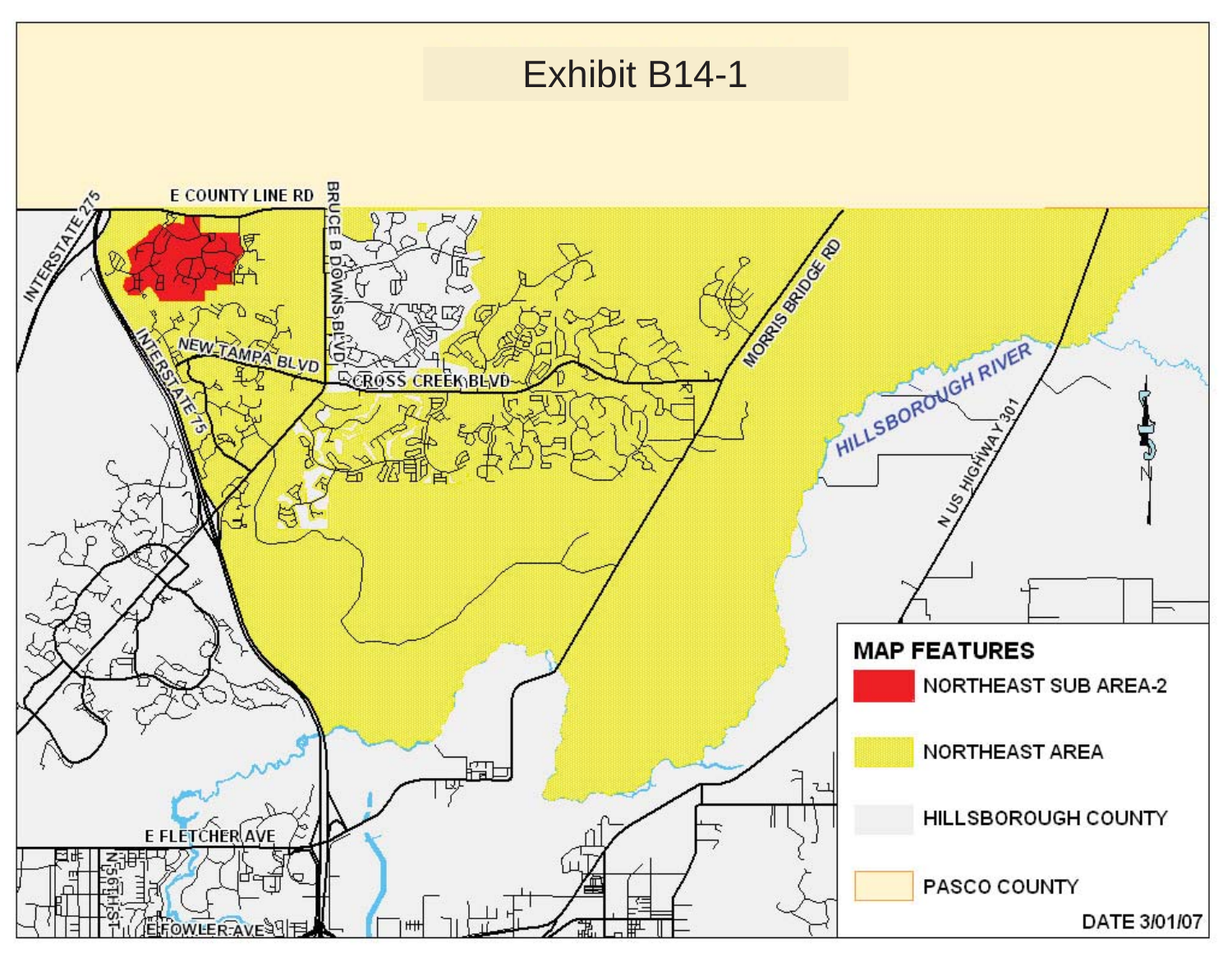# Exhibit B14-1

E COUNTY LINE RD

INTERSTATE 275

BRUCE B DOWNS BLVD

NEW TAMPA BLVD

CROSS CREEK BLVD

INTERSTATE 75

MORRIS BRIDGE RD

HILLSBOROUGH RIVER

N US HIGHWAY 301

E FLETCHER AVE

N 56TH ST

E FOWLER AVE

**MAP FEATURES**

- NORTHEAST SUB AREA-2
- NORTHEAST AREA
- HILLSBOROUGH COUNTY
- PASCO COUNTY

DATE 3/01/07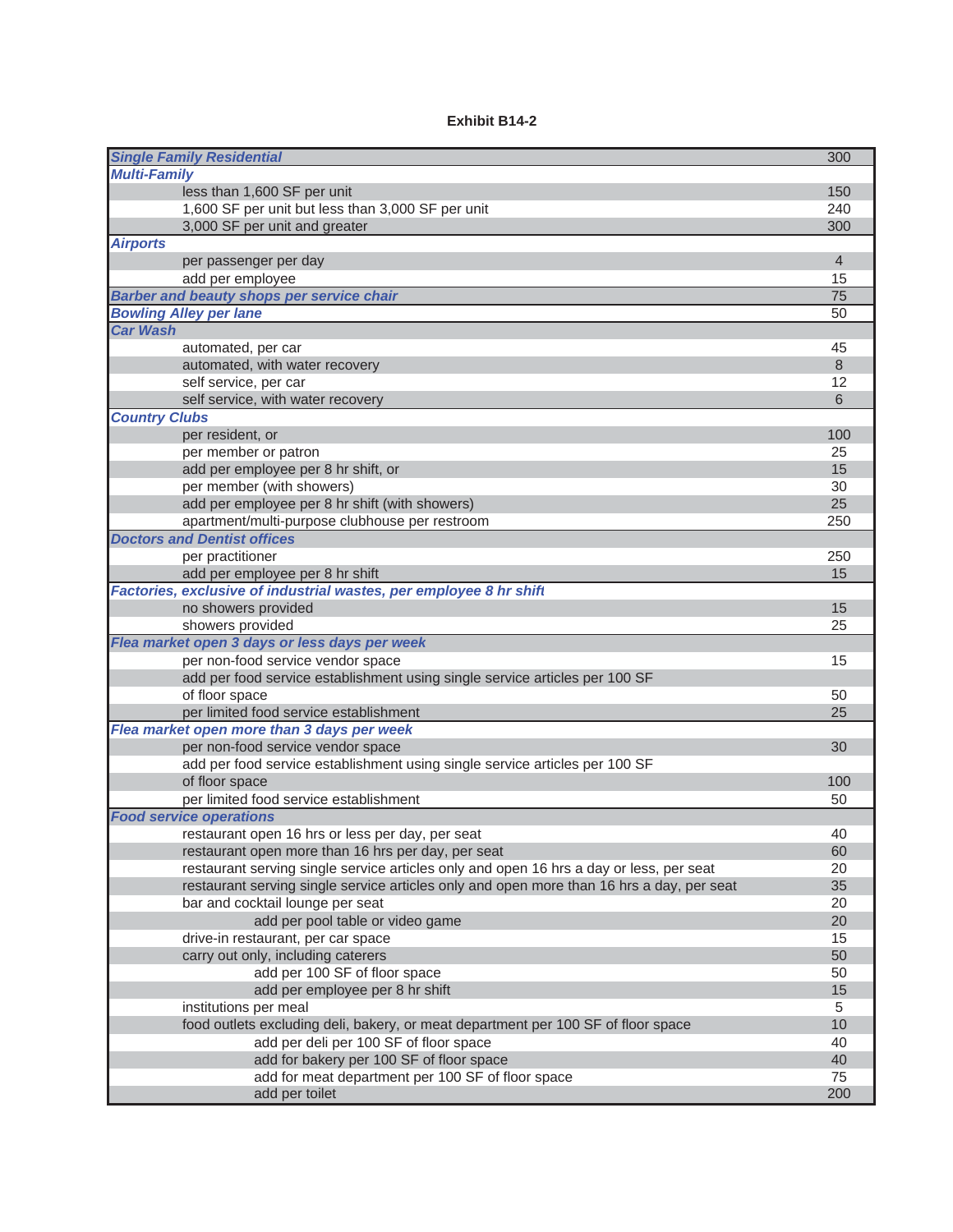**Exhibit B14-2**

| Category | Value |
|---|---|
| ***Single Family Residential*** | 300 |
| ***Multi-Family*** | |
| less than 1,600 SF per unit | 150 |
| 1,600 SF per unit but less than 3,000 SF per unit | 240 |
| 3,000 SF per unit and greater | 300 |
| ***Airports*** | |
| per passenger per day | 4 |
| add per employee | 15 |
| ***Barber and beauty shops per service chair*** | 75 |
| ***Bowling Alley per lane*** | 50 |
| ***Car Wash*** | |
| automated, per car | 45 |
| automated, with water recovery | 8 |
| self service, per car | 12 |
| self service, with water recovery | 6 |
| ***Country Clubs*** | |
| per resident, or | 100 |
| per member or patron | 25 |
| add per employee per 8 hr shift, or | 15 |
| per member (with showers) | 30 |
| add per employee per 8 hr shift (with showers) | 25 |
| apartment/multi-purpose clubhouse per restroom | 250 |
| ***Doctors and Dentist offices*** | |
| per practitioner | 250 |
| add per employee per 8 hr shift | 15 |
| ***Factories, exclusive of industrial wastes, per employee 8 hr shift*** | |
| no showers provided | 15 |
| showers provided | 25 |
| ***Flea market open 3 days or less days per week*** | |
| per non-food service vendor space | 15 |
| add per food service establishment using single service articles per 100 SF of floor space | 50 |
| per limited food service establishment | 25 |
| ***Flea market open more than 3 days per week*** | |
| per non-food service vendor space | 30 |
| add per food service establishment using single service articles per 100 SF of floor space | 100 |
| per limited food service establishment | 50 |
| ***Food service operations*** | |
| restaurant open 16 hrs or less per day, per seat | 40 |
| restaurant open more than 16 hrs per day, per seat | 60 |
| restaurant serving single service articles only and open 16 hrs a day or less, per seat | 20 |
| restaurant serving single service articles only and open more than 16 hrs a day, per seat | 35 |
| bar and cocktail lounge per seat | 20 |
| add per pool table or video game | 20 |
| drive-in restaurant, per car space | 15 |
| carry out only, including caterers | 50 |
| add per 100 SF of floor space | 50 |
| add per employee per 8 hr shift | 15 |
| institutions per meal | 5 |
| food outlets excluding deli, bakery, or meat department per 100 SF of floor space | 10 |
| add per deli per 100 SF of floor space | 40 |
| add for bakery per 100 SF of floor space | 40 |
| add for meat department per 100 SF of floor space | 75 |
| add per toilet | 200 |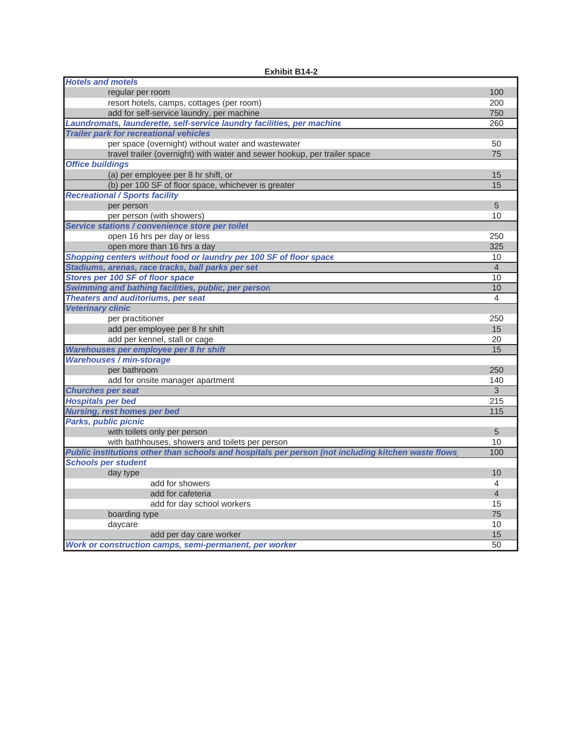**Exhibit B14-2**

| | |
|---|---|
| ***Hotels and motels*** | |
| regular per room | 100 |
| resort hotels, camps, cottages (per room) | 200 |
| add for self-service laundry, per machine | 750 |
| ***Laundromats, launderette, self-service laundry facilities, per machine*** | 260 |
| ***Trailer park for recreational vehicles*** | |
| per space (overnight) without water and wastewater | 50 |
| travel trailer (overnight) with water and sewer hookup, per trailer space | 75 |
| ***Office buildings*** | |
| (a) per employee per 8 hr shift, or | 15 |
| (b) per 100 SF of floor space, whichever is greater | 15 |
| ***Recreational / Sports facility*** | |
| per person | 5 |
| per person (with showers) | 10 |
| ***Service stations / convenience store per toilet*** | |
| open 16 hrs per day or less | 250 |
| open more than 16 hrs a day | 325 |
| ***Shopping centers without food or laundry per 100 SF of floor space*** | 10 |
| ***Stadiums, arenas, race tracks, ball parks per set*** | 4 |
| ***Stores per 100 SF of floor space*** | 10 |
| ***Swimming and bathing facilities, public, per person*** | 10 |
| ***Theaters and auditoriums, per seat*** | 4 |
| ***Veterinary clinic*** | |
| per practitioner | 250 |
| add per employee per 8 hr shift | 15 |
| add per kennel, stall or cage | 20 |
| ***Warehouses per employee per 8 hr shift*** | 15 |
| ***Warehouses / min-storage*** | |
| per bathroom | 250 |
| add for onsite manager apartment | 140 |
| ***Churches per seat*** | 3 |
| ***Hospitals per bed*** | 215 |
| ***Nursing, rest homes per bed*** | 115 |
| ***Parks, public picnic*** | |
| with toilets only per person | 5 |
| with bathhouses, showers and toilets per person | 10 |
| ***Public institutions other than schools and hospitals per person (not including kitchen waste flows)*** | 100 |
| ***Schools per student*** | |
| day type | 10 |
| add for showers | 4 |
| add for cafeteria | 4 |
| add for day school workers | 15 |
| boarding type | 75 |
| daycare | 10 |
| add per day care worker | 15 |
| ***Work or construction camps, semi-permanent, per worker*** | 50 |